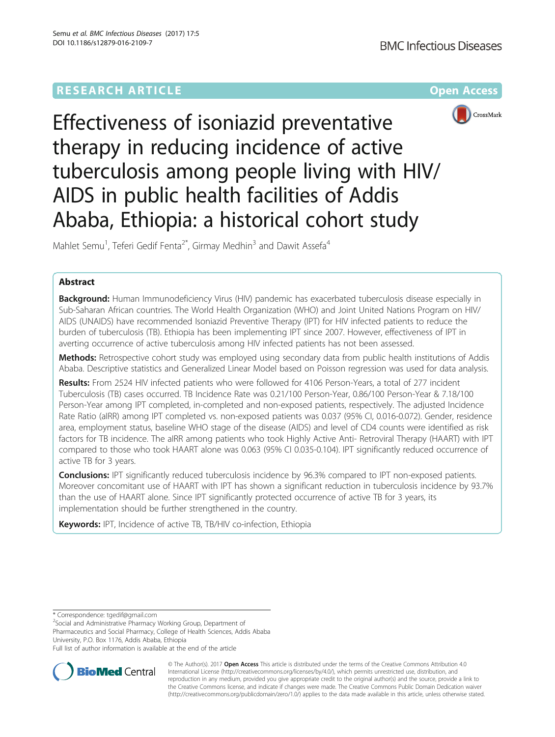RESEARCH ARTICLE

Open Access

# Effectiveness of isoniazid preventative therapy in reducing incidence of active tuberculosis among people living with HIV/AIDS in public health facilities of Addis Ababa, Ethiopia: a historical cohort study

Mahlet Semu[1], Teferi Gedif Fenta[2*], Girmay Medhin[3] and Dawit Assefa[4]

## Abstract

**Background:** Human Immunodeficiency Virus (HIV) pandemic has exacerbated tuberculosis disease especially in Sub-Saharan African countries. The World Health Organization (WHO) and Joint United Nations Program on HIV/AIDS (UNAIDS) have recommended Isoniazid Preventive Therapy (IPT) for HIV infected patients to reduce the burden of tuberculosis (TB). Ethiopia has been implementing IPT since 2007. However, effectiveness of IPT in averting occurrence of active tuberculosis among HIV infected patients has not been assessed.

**Methods:** Retrospective cohort study was employed using secondary data from public health institutions of Addis Ababa. Descriptive statistics and Generalized Linear Model based on Poisson regression was used for data analysis.

**Results:** From 2524 HIV infected patients who were followed for 4106 Person-Years, a total of 277 incident Tuberculosis (TB) cases occurred. TB Incidence Rate was 0.21/100 Person-Year, 0.86/100 Person-Year & 7.18/100 Person-Year among IPT completed, in-completed and non-exposed patients, respectively. The adjusted Incidence Rate Ratio (aIRR) among IPT completed vs. non-exposed patients was 0.037 (95% CI, 0.016-0.072). Gender, residence area, employment status, baseline WHO stage of the disease (AIDS) and level of CD4 counts were identified as risk factors for TB incidence. The aIRR among patients who took Highly Active Anti- Retroviral Therapy (HAART) with IPT compared to those who took HAART alone was 0.063 (95% CI 0.035-0.104). IPT significantly reduced occurrence of active TB for 3 years.

**Conclusions:** IPT significantly reduced tuberculosis incidence by 96.3% compared to IPT non-exposed patients. Moreover concomitant use of HAART with IPT has shown a significant reduction in tuberculosis incidence by 93.7% than the use of HAART alone. Since IPT significantly protected occurrence of active TB for 3 years, its implementation should be further strengthened in the country.

**Keywords:** IPT, Incidence of active TB, TB/HIV co-infection, Ethiopia

\* Correspondence: tgedif@gmail.com

[2]Social and Administrative Pharmacy Working Group, Department of Pharmaceutics and Social Pharmacy, College of Health Sciences, Addis Ababa University, P.O. Box 1176, Addis Ababa, Ethiopia

Full list of author information is available at the end of the article

© The Author(s). 2017 **Open Access** This article is distributed under the terms of the Creative Commons Attribution 4.0 International License (http://creativecommons.org/licenses/by/4.0/), which permits unrestricted use, distribution, and reproduction in any medium, provided you give appropriate credit to the original author(s) and the source, provide a link to the Creative Commons license, and indicate if changes were made. The Creative Commons Public Domain Dedication waiver (http://creativecommons.org/publicdomain/zero/1.0/) applies to the data made available in this article, unless otherwise stated.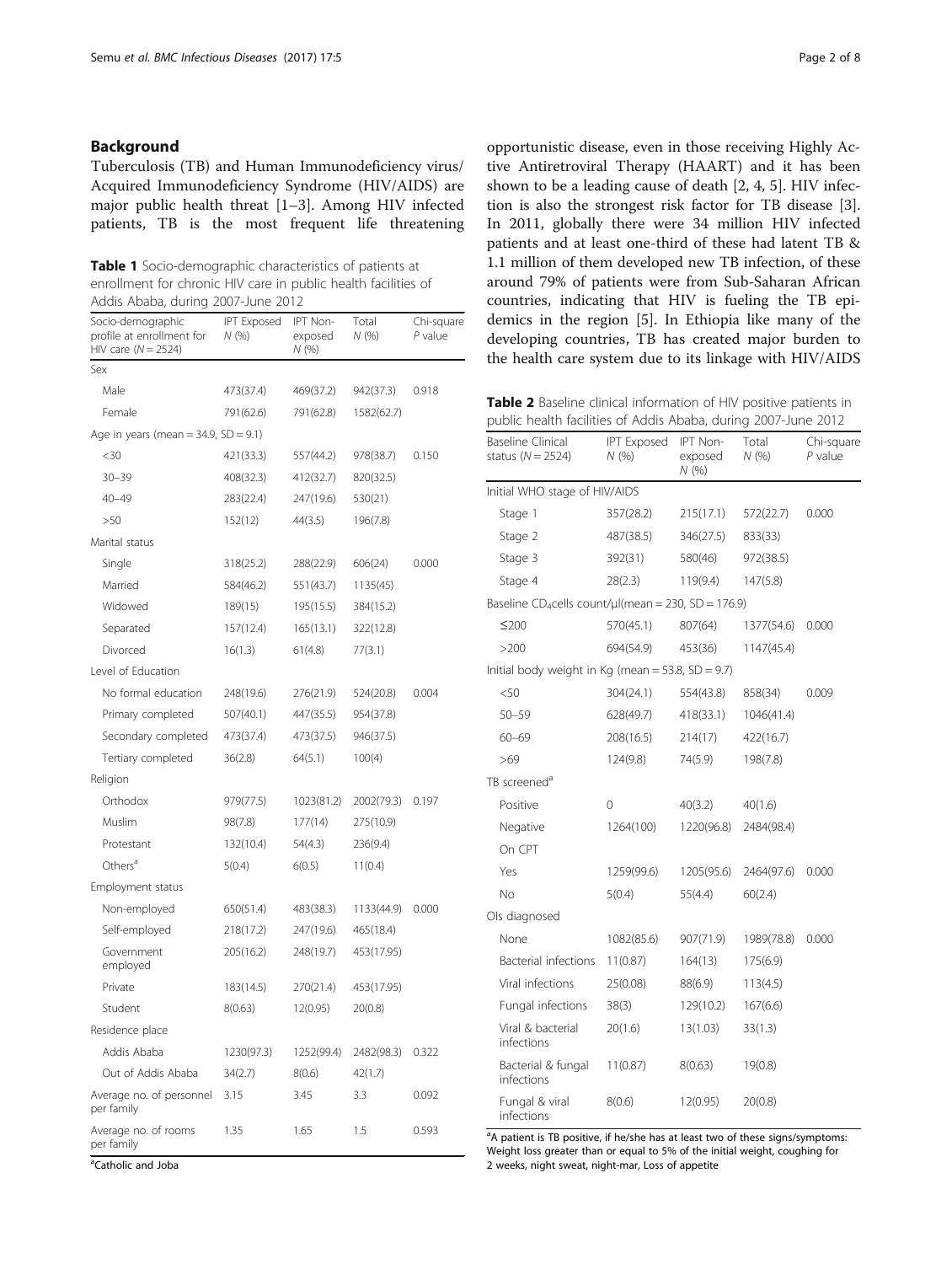## Background

Tuberculosis (TB) and Human Immunodeficiency virus/ Acquired Immunodeficiency Syndrome (HIV/AIDS) are major public health threat [1–3]. Among HIV infected patients, TB is the most frequent life threatening opportunistic disease, even in those receiving Highly Active Antiretroviral Therapy (HAART) and it has been shown to be a leading cause of death [2, 4, 5]. HIV infection is also the strongest risk factor for TB disease [3]. In 2011, globally there were 34 million HIV infected patients and at least one-third of these had latent TB & 1.1 million of them developed new TB infection, of these around 79% of patients were from Sub-Saharan African countries, indicating that HIV is fueling the TB epidemics in the region [5]. In Ethiopia like many of the developing countries, TB has created major burden to the health care system due to its linkage with HIV/AIDS

**Table 1** Socio-demographic characteristics of patients at enrollment for chronic HIV care in public health facilities of Addis Ababa, during 2007-June 2012

| Socio-demographic profile at enrollment for HIV care (N = 2524) | IPT Exposed N (%) | IPT Non-exposed N (%) | Total N (%) | Chi-square P value |
|---|---|---|---|---|
| Sex | | | | |
| Male | 473(37.4) | 469(37.2) | 942(37.3) | 0.918 |
| Female | 791(62.6) | 791(62.8) | 1582(62.7) | |
| Age in years (mean = 34.9, SD = 9.1) | | | | |
| <30 | 421(33.3) | 557(44.2) | 978(38.7) | 0.150 |
| 30–39 | 408(32.3) | 412(32.7) | 820(32.5) | |
| 40–49 | 283(22.4) | 247(19.6) | 530(21) | |
| >50 | 152(12) | 44(3.5) | 196(7.8) | |
| Marital status | | | | |
| Single | 318(25.2) | 288(22.9) | 606(24) | 0.000 |
| Married | 584(46.2) | 551(43.7) | 1135(45) | |
| Widowed | 189(15) | 195(15.5) | 384(15.2) | |
| Separated | 157(12.4) | 165(13.1) | 322(12.8) | |
| Divorced | 16(1.3) | 61(4.8) | 77(3.1) | |
| Level of Education | | | | |
| No formal education | 248(19.6) | 276(21.9) | 524(20.8) | 0.004 |
| Primary completed | 507(40.1) | 447(35.5) | 954(37.8) | |
| Secondary completed | 473(37.4) | 473(37.5) | 946(37.5) | |
| Tertiary completed | 36(2.8) | 64(5.1) | 100(4) | |
| Religion | | | | |
| Orthodox | 979(77.5) | 1023(81.2) | 2002(79.3) | 0.197 |
| Muslim | 98(7.8) | 177(14) | 275(10.9) | |
| Protestant | 132(10.4) | 54(4.3) | 236(9.4) | |
| Others[a] | 5(0.4) | 6(0.5) | 11(0.4) | |
| Employment status | | | | |
| Non-employed | 650(51.4) | 483(38.3) | 1133(44.9) | 0.000 |
| Self-employed | 218(17.2) | 247(19.6) | 465(18.4) | |
| Government employed | 205(16.2) | 248(19.7) | 453(17.95) | |
| Private | 183(14.5) | 270(21.4) | 453(17.95) | |
| Student | 8(0.63) | 12(0.95) | 20(0.8) | |
| Residence place | | | | |
| Addis Ababa | 1230(97.3) | 1252(99.4) | 2482(98.3) | 0.322 |
| Out of Addis Ababa | 34(2.7) | 8(0.6) | 42(1.7) | |
| Average no. of personnel per family | 3.15 | 3.45 | 3.3 | 0.092 |
| Average no. of rooms per family | 1.35 | 1.65 | 1.5 | 0.593 |

[a]Catholic and Joba

**Table 2** Baseline clinical information of HIV positive patients in public health facilities of Addis Ababa, during 2007-June 2012

| Baseline Clinical status (N = 2524) | IPT Exposed N (%) | IPT Non-exposed N (%) | Total N (%) | Chi-square P value |
|---|---|---|---|---|
| Initial WHO stage of HIV/AIDS | | | | |
| Stage 1 | 357(28.2) | 215(17.1) | 572(22.7) | 0.000 |
| Stage 2 | 487(38.5) | 346(27.5) | 833(33) | |
| Stage 3 | 392(31) | 580(46) | 972(38.5) | |
| Stage 4 | 28(2.3) | 119(9.4) | 147(5.8) | |
| Baseline $CD_4$cells count/μl(mean = 230, SD = 176.9) | | | | |
| ≤200 | 570(45.1) | 807(64) | 1377(54.6) | 0.000 |
| >200 | 694(54.9) | 453(36) | 1147(45.4) | |
| Initial body weight in Kg (mean = 53.8, SD = 9.7) | | | | |
| <50 | 304(24.1) | 554(43.8) | 858(34) | 0.009 |
| 50–59 | 628(49.7) | 418(33.1) | 1046(41.4) | |
| 60–69 | 208(16.5) | 214(17) | 422(16.7) | |
| >69 | 124(9.8) | 74(5.9) | 198(7.8) | |
| TB screened[a] | | | | |
| Positive | 0 | 40(3.2) | 40(1.6) | |
| Negative | 1264(100) | 1220(96.8) | 2484(98.4) | |
| On CPT | | | | |
| Yes | 1259(99.6) | 1205(95.6) | 2464(97.6) | 0.000 |
| No | 5(0.4) | 55(4.4) | 60(2.4) | |
| OIs diagnosed | | | | |
| None | 1082(85.6) | 907(71.9) | 1989(78.8) | 0.000 |
| Bacterial infections | 11(0.87) | 164(13) | 175(6.9) | |
| Viral infections | 25(0.08) | 88(6.9) | 113(4.5) | |
| Fungal infections | 38(3) | 129(10.2) | 167(6.6) | |
| Viral & bacterial infections | 20(1.6) | 13(1.03) | 33(1.3) | |
| Bacterial & fungal infections | 11(0.87) | 8(0.63) | 19(0.8) | |
| Fungal & viral infections | 8(0.6) | 12(0.95) | 20(0.8) | |

[a]A patient is TB positive, if he/she has at least two of these signs/symptoms: Weight loss greater than or equal to 5% of the initial weight, coughing for 2 weeks, night sweat, night-mar, Loss of appetite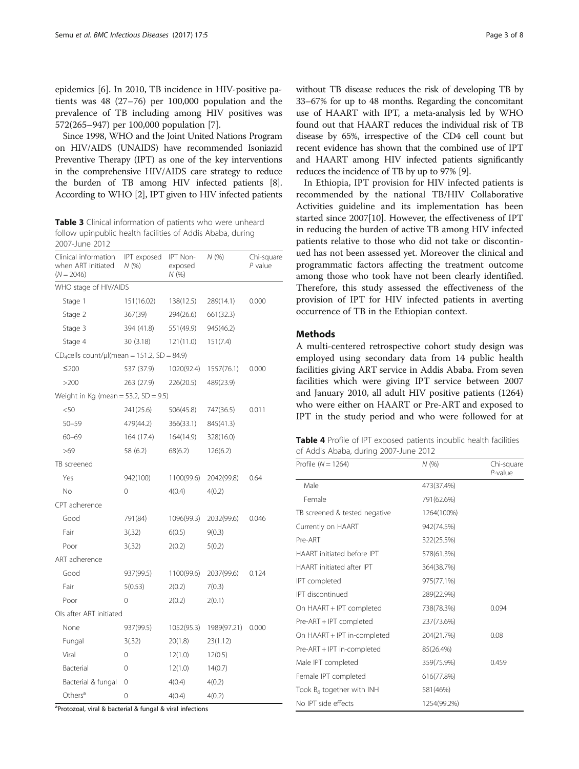epidemics [6]. In 2010, TB incidence in HIV-positive patients was 48 (27–76) per 100,000 population and the prevalence of TB including among HIV positives was 572(265–947) per 100,000 population [7].

Since 1998, WHO and the Joint United Nations Program on HIV/AIDS (UNAIDS) have recommended Isoniazid Preventive Therapy (IPT) as one of the key interventions in the comprehensive HIV/AIDS care strategy to reduce the burden of TB among HIV infected patients [8]. According to WHO [2], IPT given to HIV infected patients without TB disease reduces the risk of developing TB by 33–67% for up to 48 months. Regarding the concomitant use of HAART with IPT, a meta-analysis led by WHO found out that HAART reduces the individual risk of TB disease by 65%, irrespective of the CD4 cell count but recent evidence has shown that the combined use of IPT and HAART among HIV infected patients significantly reduces the incidence of TB by up to 97% [9].

In Ethiopia, IPT provision for HIV infected patients is recommended by the national TB/HIV Collaborative Activities guideline and its implementation has been started since 2007[10]. However, the effectiveness of IPT in reducing the burden of active TB among HIV infected patients relative to those who did not take or discontinued has not been assessed yet. Moreover the clinical and programmatic factors affecting the treatment outcome among those who took have not been clearly identified. Therefore, this study assessed the effectiveness of the provision of IPT for HIV infected patients in averting occurrence of TB in the Ethiopian context.

**Table 3** Clinical information of patients who were unheard follow upinpublic health facilities of Addis Ababa, during 2007-June 2012

| Clinical information when ART initiated ($N = 2046$) | IPT exposed N (%) | IPT Non-exposed N (%) | N (%) | Chi-square P value |
|---|---|---|---|---|
| WHO stage of HIV/AIDS | | | | |
| Stage 1 | 151(16.02) | 138(12.5) | 289(14.1) | 0.000 |
| Stage 2 | 367(39) | 294(26.6) | 661(32.3) | |
| Stage 3 | 394 (41.8) | 551(49.9) | 945(46.2) | |
| Stage 4 | 30 (3.18) | 121(11.0) | 151(7.4) | |
| $CD_4$cells count/µl(mean = 151.2, SD = 84.9) | | | | |
| ≤200 | 537 (37.9) | 1020(92.4) | 1557(76.1) | 0.000 |
| >200 | 263 (27.9) | 226(20.5) | 489(23.9) | |
| Weight in Kg (mean = 53.2, SD = 9.5) | | | | |
| <50 | 241(25.6) | 506(45.8) | 747(36.5) | 0.011 |
| 50–59 | 479(44.2) | 366(33.1) | 845(41.3) | |
| 60–69 | 164 (17.4) | 164(14.9) | 328(16.0) | |
| >69 | 58 (6.2) | 68(6.2) | 126(6.2) | |
| TB screened | | | | |
| Yes | 942(100) | 1100(99.6) | 2042(99.8) | 0.64 |
| No | 0 | 4(0.4) | 4(0.2) | |
| CPT adherence | | | | |
| Good | 791(84) | 1096(99.3) | 2032(99.6) | 0.046 |
| Fair | 3(.32) | 6(0.5) | 9(0.3) | |
| Poor | 3(.32) | 2(0.2) | 5(0.2) | |
| ART adherence | | | | |
| Good | 937(99.5) | 1100(99.6) | 2037(99.6) | 0.124 |
| Fair | 5(0.53) | 2(0.2) | 7(0.3) | |
| Poor | 0 | 2(0.2) | 2(0.1) | |
| OIs after ART initiated | | | | |
| None | 937(99.5) | 1052(95.3) | 1989(97.21) | 0.000 |
| Fungal | 3(.32) | 20(1.8) | 23(1.12) | |
| Viral | 0 | 12(1.0) | 12(0.5) | |
| Bacterial | 0 | 12(1.0) | 14(0.7) | |
| Bacterial & fungal | 0 | 4(0.4) | 4(0.2) | |
| Others[a] | 0 | 4(0.4) | 4(0.2) | |

[a]Protozoal, viral & bacterial & fungal & viral infections

## Methods

A multi-centered retrospective cohort study design was employed using secondary data from 14 public health facilities giving ART service in Addis Ababa. From seven facilities which were giving IPT service between 2007 and January 2010, all adult HIV positive patients (1264) who were either on HAART or Pre-ART and exposed to IPT in the study period and who were followed for at

**Table 4** Profile of IPT exposed patients inpublic health facilities of Addis Ababa, during 2007-June 2012

| Profile ($N = 1264$) | N (%) | Chi-square P-value |
|---|---|---|
| Male | 473(37.4%) | |
| Female | 791(62.6%) | |
| TB screened & tested negative | 1264(100%) | |
| Currently on HAART | 942(74.5%) | |
| Pre-ART | 322(25.5%) | |
| HAART initiated before IPT | 578(61.3%) | |
| HAART initiated after IPT | 364(38.7%) | |
| IPT completed | 975(77.1%) | |
| IPT discontinued | 289(22.9%) | |
| On HAART + IPT completed | 738(78.3%) | 0.094 |
| Pre-ART + IPT completed | 237(73.6%) | |
| On HAART + IPT in-completed | 204(21.7%) | 0.08 |
| Pre-ART + IPT in-completed | 85(26.4%) | |
| Male IPT completed | 359(75.9%) | 0.459 |
| Female IPT completed | 616(77.8%) | |
| Took $B_6$ together with INH | 581(46%) | |
| No IPT side effects | 1254(99.2%) | |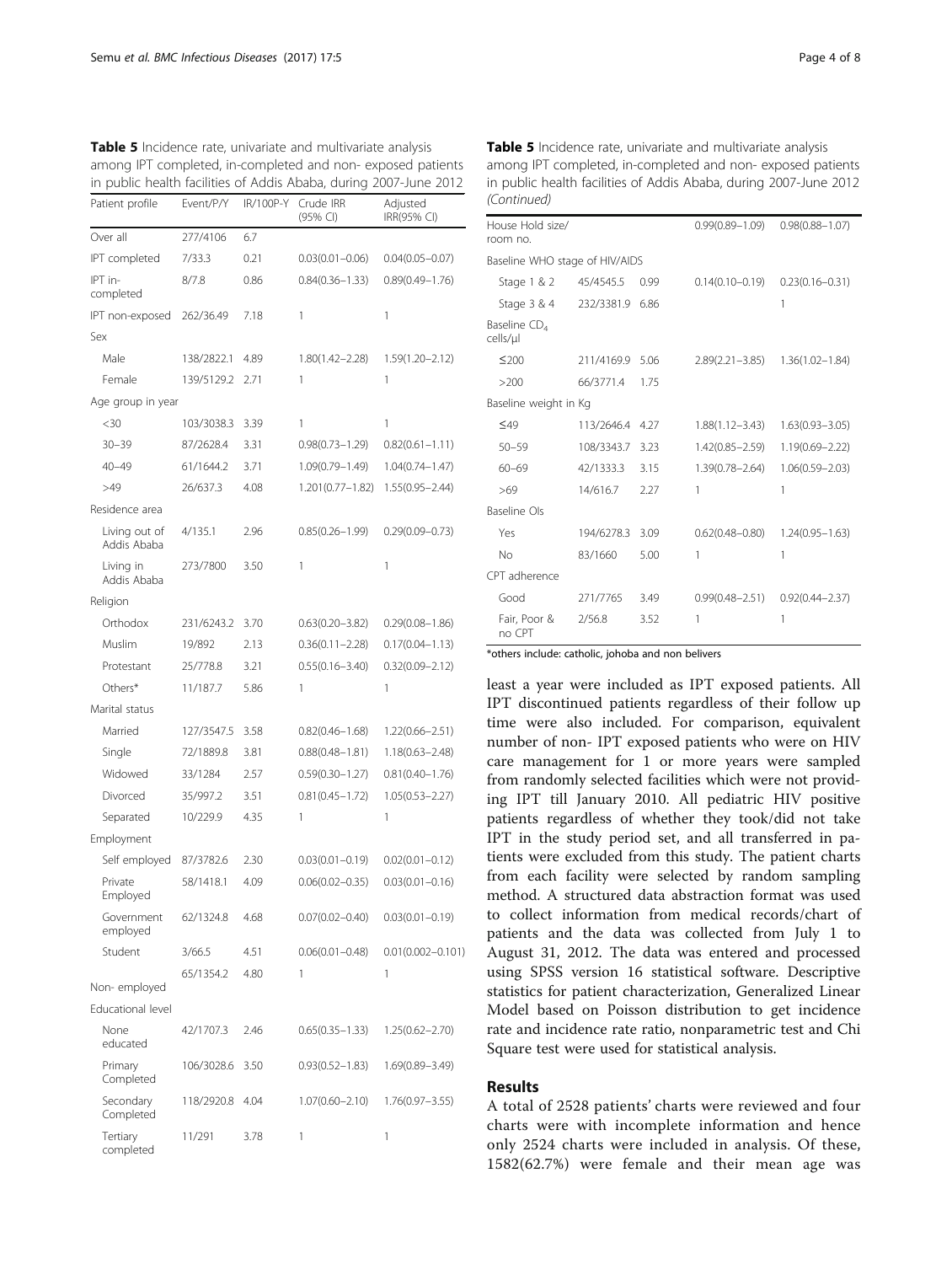**Table 5** Incidence rate, univariate and multivariate analysis among IPT completed, in-completed and non- exposed patients in public health facilities of Addis Ababa, during 2007-June 2012

| Patient profile | Event/P/Y | IR/100P-Y | Crude IRR (95% CI) | Adjusted IRR(95% CI) |
|---|---|---|---|---|
| Over all | 277/4106 | 6.7 | | |
| IPT completed | 7/33.3 | 0.21 | 0.03(0.01–0.06) | 0.04(0.05–0.07) |
| IPT in-completed | 8/7.8 | 0.86 | 0.84(0.36–1.33) | 0.89(0.49–1.76) |
| IPT non-exposed | 262/36.49 | 7.18 | 1 | 1 |
| Sex | | | | |
| Male | 138/2822.1 | 4.89 | 1.80(1.42–2.28) | 1.59(1.20–2.12) |
| Female | 139/5129.2 | 2.71 | 1 | 1 |
| Age group in year | | | | |
| <30 | 103/3038.3 | 3.39 | 1 | 1 |
| 30–39 | 87/2628.4 | 3.31 | 0.98(0.73–1.29) | 0.82(0.61–1.11) |
| 40–49 | 61/1644.2 | 3.71 | 1.09(0.79–1.49) | 1.04(0.74–1.47) |
| >49 | 26/637.3 | 4.08 | 1.201(0.77–1.82) | 1.55(0.95–2.44) |
| Residence area | | | | |
| Living out of Addis Ababa | 4/135.1 | 2.96 | 0.85(0.26–1.99) | 0.29(0.09–0.73) |
| Living in Addis Ababa | 273/7800 | 3.50 | 1 | 1 |
| Religion | | | | |
| Orthodox | 231/6243.2 | 3.70 | 0.63(0.20–3.82) | 0.29(0.08–1.86) |
| Muslim | 19/892 | 2.13 | 0.36(0.11–2.28) | 0.17(0.04–1.13) |
| Protestant | 25/778.8 | 3.21 | 0.55(0.16–3.40) | 0.32(0.09–2.12) |
| Others* | 11/187.7 | 5.86 | 1 | 1 |
| Marital status | | | | |
| Married | 127/3547.5 | 3.58 | 0.82(0.46–1.68) | 1.22(0.66–2.51) |
| Single | 72/1889.8 | 3.81 | 0.88(0.48–1.81) | 1.18(0.63–2.48) |
| Widowed | 33/1284 | 2.57 | 0.59(0.30–1.27) | 0.81(0.40–1.76) |
| Divorced | 35/997.2 | 3.51 | 0.81(0.45–1.72) | 1.05(0.53–2.27) |
| Separated | 10/229.9 | 4.35 | 1 | 1 |
| Employment | | | | |
| Self employed | 87/3782.6 | 2.30 | 0.03(0.01–0.19) | 0.02(0.01–0.12) |
| Private Employed | 58/1418.1 | 4.09 | 0.06(0.02–0.35) | 0.03(0.01–0.16) |
| Government employed | 62/1324.8 | 4.68 | 0.07(0.02–0.40) | 0.03(0.01–0.19) |
| Student | 3/66.5 | 4.51 | 0.06(0.01–0.48) | 0.01(0.002–0.101) |
| Non- employed | 65/1354.2 | 4.80 | 1 | 1 |
| Educational level | | | | |
| None educated | 42/1707.3 | 2.46 | 0.65(0.35–1.33) | 1.25(0.62–2.70) |
| Primary Completed | 106/3028.6 | 3.50 | 0.93(0.52–1.83) | 1.69(0.89–3.49) |
| Secondary Completed | 118/2920.8 | 4.04 | 1.07(0.60–2.10) | 1.76(0.97–3.55) |
| Tertiary completed | 11/291 | 3.78 | 1 | 1 |
| House Hold size/ room no. | | | 0.99(0.89–1.09) | 0.98(0.88–1.07) |
| Baseline WHO stage of HIV/AIDS | | | | |
| Stage 1 & 2 | 45/4545.5 | 0.99 | 0.14(0.10–0.19) | 0.23(0.16–0.31) |
| Stage 3 & 4 | 232/3381.9 | 6.86 | | 1 |
| Baseline $CD_4$ cells/μl | | | | |
| ≤200 | 211/4169.9 | 5.06 | 2.89(2.21–3.85) | 1.36(1.02–1.84) |
| >200 | 66/3771.4 | 1.75 | | |
| Baseline weight in Kg | | | | |
| ≤49 | 113/2646.4 | 4.27 | 1.88(1.12–3.43) | 1.63(0.93–3.05) |
| 50–59 | 108/3343.7 | 3.23 | 1.42(0.85–2.59) | 1.19(0.69–2.22) |
| 60–69 | 42/1333.3 | 3.15 | 1.39(0.78–2.64) | 1.06(0.59–2.03) |
| >69 | 14/616.7 | 2.27 | 1 | 1 |
| Baseline OIs | | | | |
| Yes | 194/6278.3 | 3.09 | 0.62(0.48–0.80) | 1.24(0.95–1.63) |
| No | 83/1660 | 5.00 | 1 | 1 |
| CPT adherence | | | | |
| Good | 271/7765 | 3.49 | 0.99(0.48–2.51) | 0.92(0.44–2.37) |
| Fair, Poor & no CPT | 2/56.8 | 3.52 | 1 | 1 |

*others include: catholic, johoba and non belivers

least a year were included as IPT exposed patients. All IPT discontinued patients regardless of their follow up time were also included. For comparison, equivalent number of non- IPT exposed patients who were on HIV care management for 1 or more years were sampled from randomly selected facilities which were not providing IPT till January 2010. All pediatric HIV positive patients regardless of whether they took/did not take IPT in the study period set, and all transferred in patients were excluded from this study. The patient charts from each facility were selected by random sampling method. A structured data abstraction format was used to collect information from medical records/chart of patients and the data was collected from July 1 to August 31, 2012. The data was entered and processed using SPSS version 16 statistical software. Descriptive statistics for patient characterization, Generalized Linear Model based on Poisson distribution to get incidence rate and incidence rate ratio, nonparametric test and Chi Square test were used for statistical analysis.

## Results

A total of 2528 patients' charts were reviewed and four charts were with incomplete information and hence only 2524 charts were included in analysis. Of these, 1582(62.7%) were female and their mean age was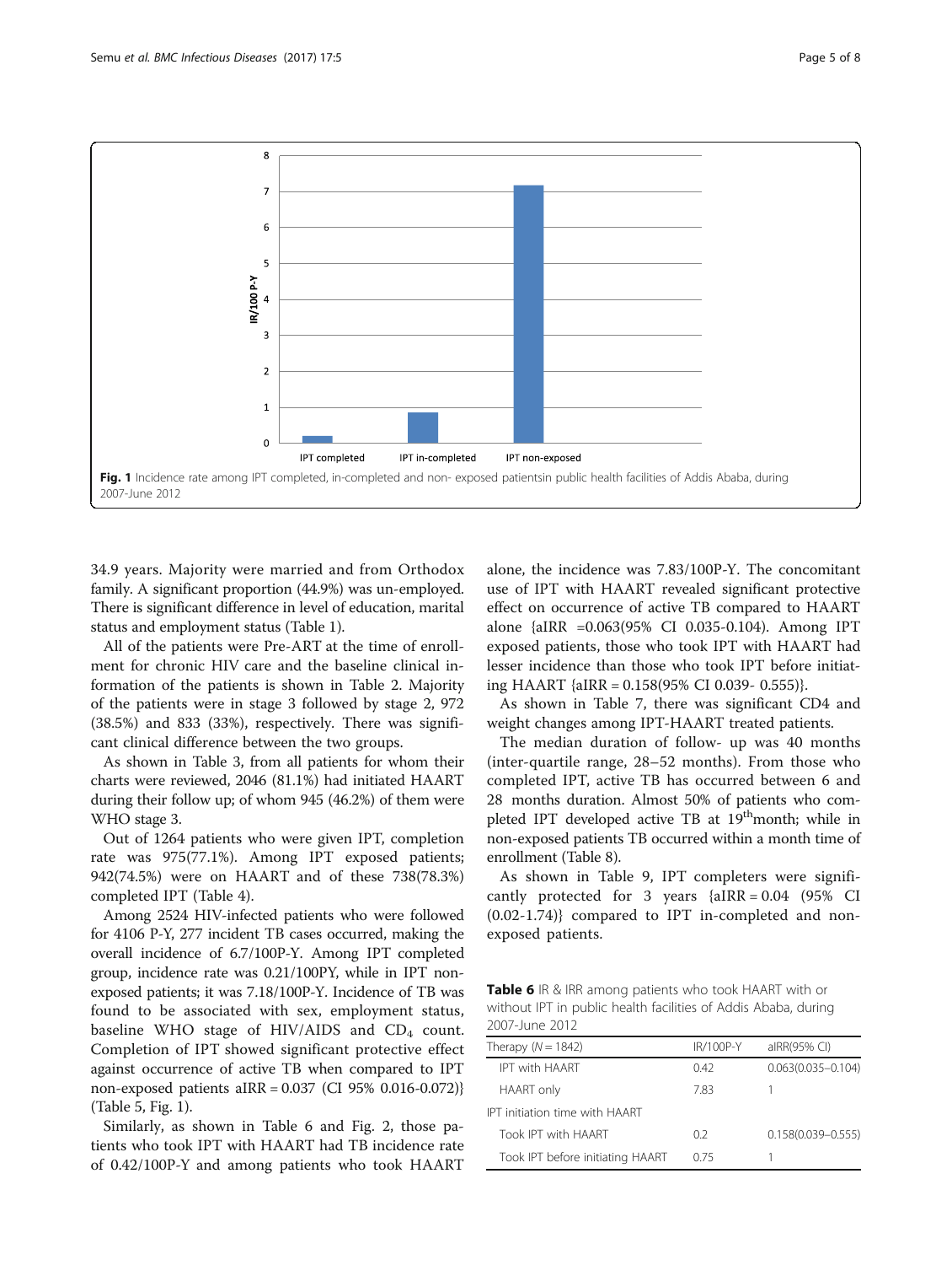Fig. 1 Incidence rate among IPT completed, in-completed and non- exposed patientsin public health facilities of Addis Ababa, during 2007-June 2012

34.9 years. Majority were married and from Orthodox family. A significant proportion (44.9%) was un-employed. There is significant difference in level of education, marital status and employment status (Table 1).

All of the patients were Pre-ART at the time of enrollment for chronic HIV care and the baseline clinical information of the patients is shown in Table 2. Majority of the patients were in stage 3 followed by stage 2, 972 (38.5%) and 833 (33%), respectively. There was significant clinical difference between the two groups.

As shown in Table 3, from all patients for whom their charts were reviewed, 2046 (81.1%) had initiated HAART during their follow up; of whom 945 (46.2%) of them were WHO stage 3.

Out of 1264 patients who were given IPT, completion rate was 975(77.1%). Among IPT exposed patients; 942(74.5%) were on HAART and of these 738(78.3%) completed IPT (Table 4).

Among 2524 HIV-infected patients who were followed for 4106 P-Y, 277 incident TB cases occurred, making the overall incidence of 6.7/100P-Y. Among IPT completed group, incidence rate was 0.21/100PY, while in IPT non-exposed patients; it was 7.18/100P-Y. Incidence of TB was found to be associated with sex, employment status, baseline WHO stage of HIV/AIDS and $CD_4$ count. Completion of IPT showed significant protective effect against occurrence of active TB when compared to IPT non-exposed patients aIRR = 0.037 (CI 95% 0.016-0.072)} (Table 5, Fig. 1).

Similarly, as shown in Table 6 and Fig. 2, those patients who took IPT with HAART had TB incidence rate of 0.42/100P-Y and among patients who took HAART alone, the incidence was 7.83/100P-Y. The concomitant use of IPT with HAART revealed significant protective effect on occurrence of active TB compared to HAART alone {aIRR =0.063(95% CI 0.035-0.104). Among IPT exposed patients, those who took IPT with HAART had lesser incidence than those who took IPT before initiating HAART {aIRR = 0.158(95% CI 0.039- 0.555)}.

As shown in Table 7, there was significant CD4 and weight changes among IPT-HAART treated patients.

The median duration of follow- up was 40 months (inter-quartile range, 28–52 months). From those who completed IPT, active TB has occurred between 6 and 28 months duration. Almost 50% of patients who completed IPT developed active TB at 19thmonth; while in non-exposed patients TB occurred within a month time of enrollment (Table 8).

As shown in Table 9, IPT completers were significantly protected for 3 years {aIRR = 0.04 (95% CI (0.02-1.74)} compared to IPT in-completed and non-exposed patients.

**Table 6** IR & IRR among patients who took HAART with or without IPT in public health facilities of Addis Ababa, during 2007-June 2012

| Therapy (N = 1842) | IR/100P-Y | aIRR(95% CI) |
|---|---|---|
| IPT with HAART | 0.42 | 0.063(0.035–0.104) |
| HAART only | 7.83 | 1 |
| IPT initiation time with HAART | | |
| Took IPT with HAART | 0.2 | 0.158(0.039–0.555) |
| Took IPT before initiating HAART | 0.75 | 1 |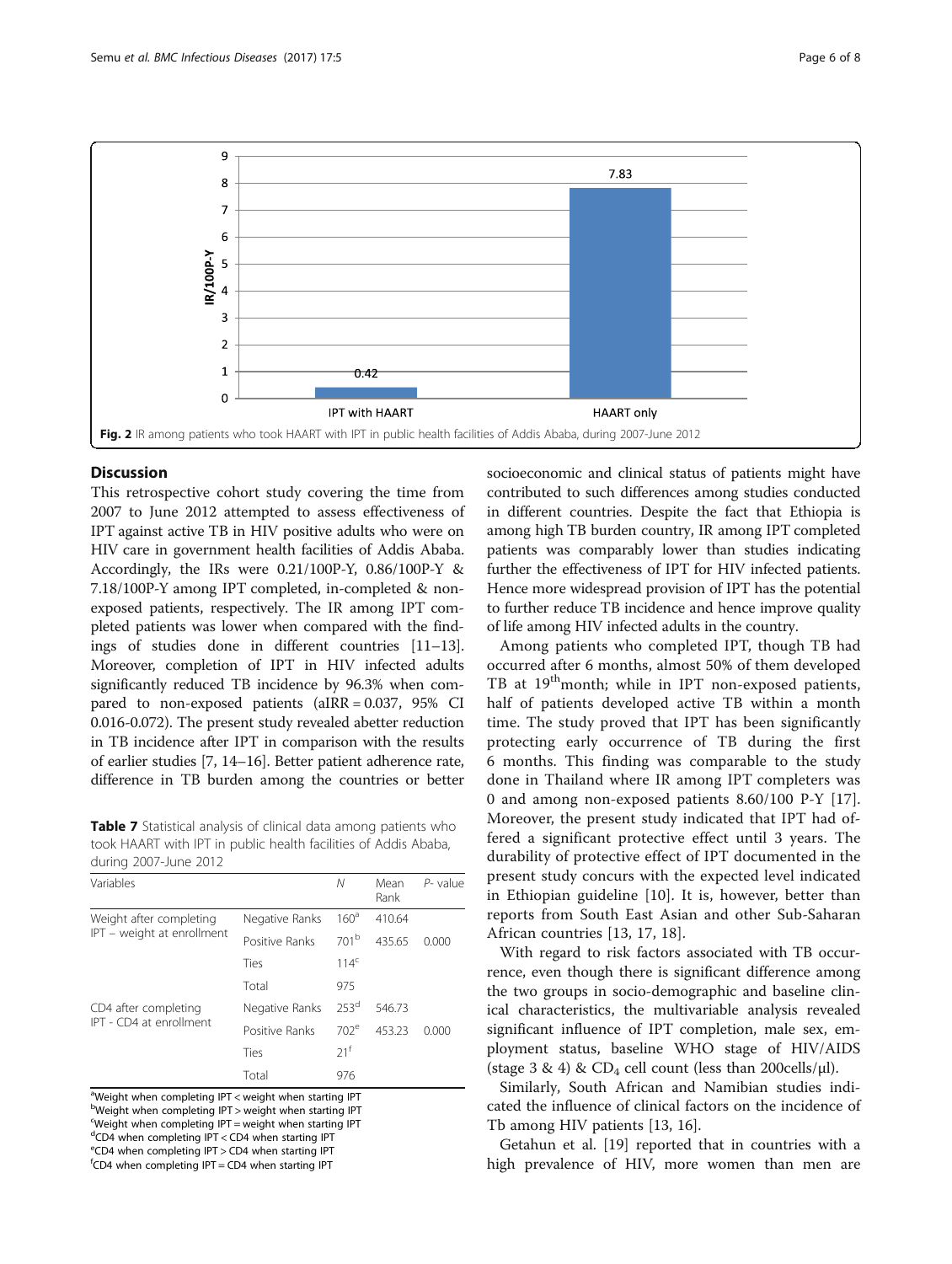Fig. 2 IR among patients who took HAART with IPT in public health facilities of Addis Ababa, during 2007-June 2012

## Discussion

This retrospective cohort study covering the time from 2007 to June 2012 attempted to assess effectiveness of IPT against active TB in HIV positive adults who were on HIV care in government health facilities of Addis Ababa. Accordingly, the IRs were 0.21/100P-Y, 0.86/100P-Y & 7.18/100P-Y among IPT completed, in-completed & non-exposed patients, respectively. The IR among IPT completed patients was lower when compared with the findings of studies done in different countries [11–13]. Moreover, completion of IPT in HIV infected adults significantly reduced TB incidence by 96.3% when compared to non-exposed patients (aIRR = 0.037, 95% CI 0.016-0.072). The present study revealed abetter reduction in TB incidence after IPT in comparison with the results of earlier studies [7, 14–16]. Better patient adherence rate, difference in TB burden among the countries or better socioeconomic and clinical status of patients might have contributed to such differences among studies conducted in different countries. Despite the fact that Ethiopia is among high TB burden country, IR among IPT completed patients was comparably lower than studies indicating further the effectiveness of IPT for HIV infected patients. Hence more widespread provision of IPT has the potential to further reduce TB incidence and hence improve quality of life among HIV infected adults in the country.

Among patients who completed IPT, though TB had occurred after 6 months, almost 50% of them developed TB at 19th month; while in IPT non-exposed patients, half of patients developed active TB within a month time. The study proved that IPT has been significantly protecting early occurrence of TB during the first 6 months. This finding was comparable to the study done in Thailand where IR among IPT completers was 0 and among non-exposed patients 8.60/100 P-Y [17]. Moreover, the present study indicated that IPT had offered a significant protective effect until 3 years. The durability of protective effect of IPT documented in the present study concurs with the expected level indicated in Ethiopian guideline [10]. It is, however, better than reports from South East Asian and other Sub-Saharan African countries [13, 17, 18].

With regard to risk factors associated with TB occurrence, even though there is significant difference among the two groups in socio-demographic and baseline clinical characteristics, the multivariable analysis revealed significant influence of IPT completion, male sex, employment status, baseline WHO stage of HIV/AIDS (stage 3 & 4) & $CD_4$ cell count (less than 200cells/μl).

Similarly, South African and Namibian studies indicated the influence of clinical factors on the incidence of Tb among HIV patients [13, 16].

Getahun et al. [19] reported that in countries with a high prevalence of HIV, more women than men are

**Table 7** Statistical analysis of clinical data among patients who took HAART with IPT in public health facilities of Addis Ababa, during 2007-June 2012

| Variables | | N | Mean Rank | P- value |
|---|---|---|---|---|
| Weight after completing IPT – weight at enrollment | Negative Ranks | 160[a] | 410.64 | |
| | Positive Ranks | 701[b] | 435.65 | 0.000 |
| | Ties | 114[c] | | |
| | Total | 975 | | |
| CD4 after completing IPT - CD4 at enrollment | Negative Ranks | 253[d] | 546.73 | |
| | Positive Ranks | 702[e] | 453.23 | 0.000 |
| | Ties | 21[f] | | |
| | Total | 976 | | |

[a]Weight when completing IPT < weight when starting IPT
[b]Weight when completing IPT > weight when starting IPT
[c]Weight when completing IPT = weight when starting IPT
[d]CD4 when completing IPT < CD4 when starting IPT
[e]CD4 when completing IPT > CD4 when starting IPT
[f]CD4 when completing IPT = CD4 when starting IPT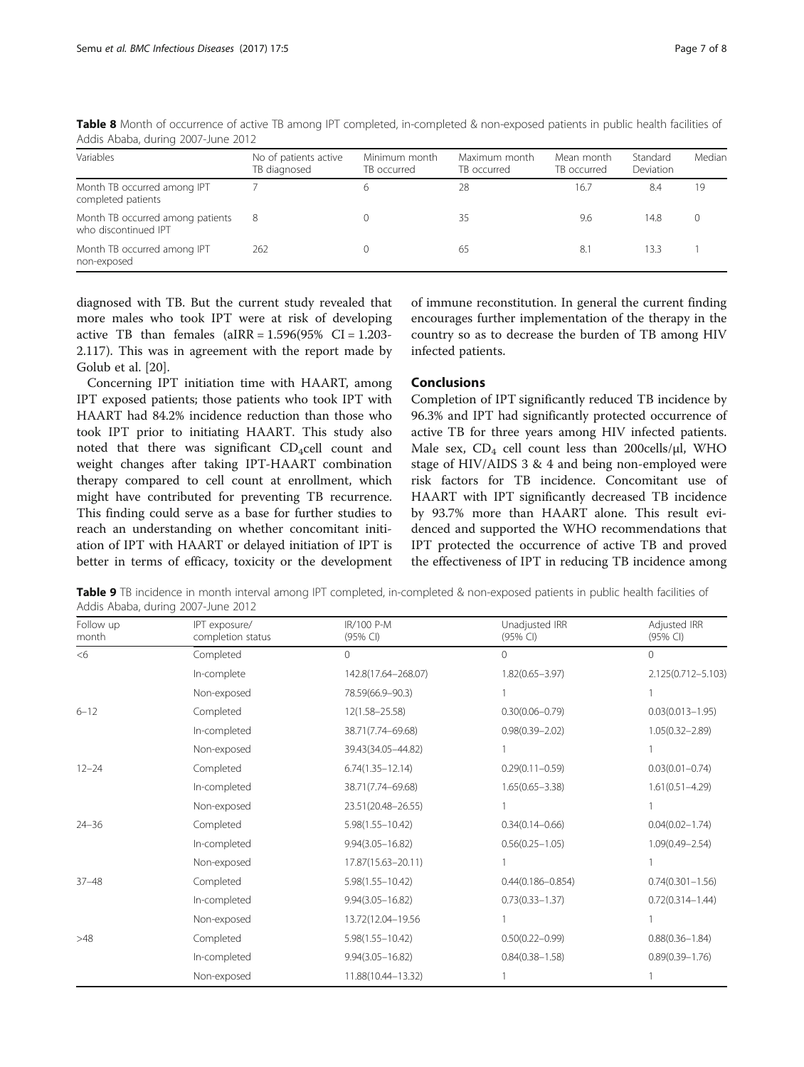**Table 8** Month of occurrence of active TB among IPT completed, in-completed & non-exposed patients in public health facilities of Addis Ababa, during 2007-June 2012

| Variables | No of patients active TB diagnosed | Minimum month TB occurred | Maximum month TB occurred | Mean month TB occurred | Standard Deviation | Median |
|---|---|---|---|---|---|---|
| Month TB occurred among IPT completed patients | 7 | 6 | 28 | 16.7 | 8.4 | 19 |
| Month TB occurred among patients who discontinued IPT | 8 | 0 | 35 | 9.6 | 14.8 | 0 |
| Month TB occurred among IPT non-exposed | 262 | 0 | 65 | 8.1 | 13.3 | 1 |

diagnosed with TB. But the current study revealed that more males who took IPT were at risk of developing active TB than females (aIRR = 1.596(95% CI = 1.203-2.117). This was in agreement with the report made by Golub et al. [20].

Concerning IPT initiation time with HAART, among IPT exposed patients; those patients who took IPT with HAART had 84.2% incidence reduction than those who took IPT prior to initiating HAART. This study also noted that there was significant $CD_4$cell count and weight changes after taking IPT-HAART combination therapy compared to cell count at enrollment, which might have contributed for preventing TB recurrence. This finding could serve as a base for further studies to reach an understanding on whether concomitant initiation of IPT with HAART or delayed initiation of IPT is better in terms of efficacy, toxicity or the development of immune reconstitution. In general the current finding encourages further implementation of the therapy in the country so as to decrease the burden of TB among HIV infected patients.

## Conclusions

Completion of IPT significantly reduced TB incidence by 96.3% and IPT had significantly protected occurrence of active TB for three years among HIV infected patients. Male sex, $CD_4$ cell count less than 200cells/μl, WHO stage of HIV/AIDS 3 & 4 and being non-employed were risk factors for TB incidence. Concomitant use of HAART with IPT significantly decreased TB incidence by 93.7% more than HAART alone. This result evidenced and supported the WHO recommendations that IPT protected the occurrence of active TB and proved the effectiveness of IPT in reducing TB incidence among

**Table 9** TB incidence in month interval among IPT completed, in-completed & non-exposed patients in public health facilities of Addis Ababa, during 2007-June 2012

| Follow up month | IPT exposure/ completion status | IR/100 P-M (95% CI) | Unadjusted IRR (95% CI) | Adjusted IRR (95% CI) |
|---|---|---|---|---|
| <6 | Completed | 0 | 0 | 0 |
| | In-complete | 142.8(17.64–268.07) | 1.82(0.65–3.97) | 2.125(0.712–5.103) |
| | Non-exposed | 78.59(66.9–90.3) | 1 | 1 |
| 6–12 | Completed | 12(1.58–25.58) | 0.30(0.06–0.79) | 0.03(0.013–1.95) |
| | In-completed | 38.71(7.74–69.68) | 0.98(0.39–2.02) | 1.05(0.32–2.89) |
| | Non-exposed | 39.43(34.05–44.82) | 1 | 1 |
| 12–24 | Completed | 6.74(1.35–12.14) | 0.29(0.11–0.59) | 0.03(0.01–0.74) |
| | In-completed | 38.71(7.74–69.68) | 1.65(0.65–3.38) | 1.61(0.51–4.29) |
| | Non-exposed | 23.51(20.48–26.55) | 1 | 1 |
| 24–36 | Completed | 5.98(1.55–10.42) | 0.34(0.14–0.66) | 0.04(0.02–1.74) |
| | In-completed | 9.94(3.05–16.82) | 0.56(0.25–1.05) | 1.09(0.49–2.54) |
| | Non-exposed | 17.87(15.63–20.11) | 1 | 1 |
| 37–48 | Completed | 5.98(1.55–10.42) | 0.44(0.186–0.854) | 0.74(0.301–1.56) |
| | In-completed | 9.94(3.05–16.82) | 0.73(0.33–1.37) | 0.72(0.314–1.44) |
| | Non-exposed | 13.72(12.04–19.56 | 1 | 1 |
| >48 | Completed | 5.98(1.55–10.42) | 0.50(0.22–0.99) | 0.88(0.36–1.84) |
| | In-completed | 9.94(3.05–16.82) | 0.84(0.38–1.58) | 0.89(0.39–1.76) |
| | Non-exposed | 11.88(10.44–13.32) | 1 | 1 |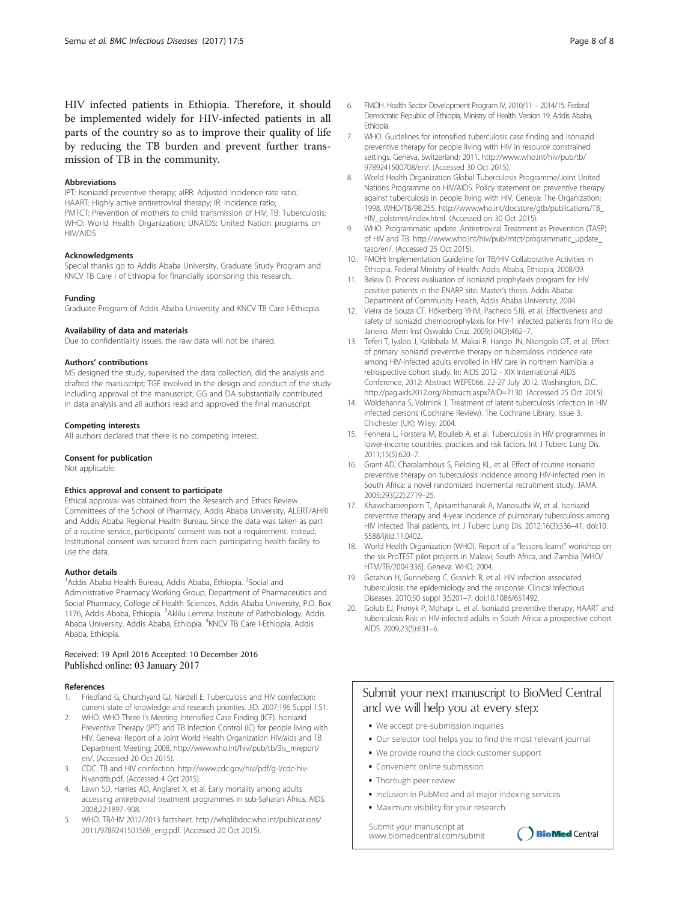HIV infected patients in Ethiopia. Therefore, it should be implemented widely for HIV-infected patients in all parts of the country so as to improve their quality of life by reducing the TB burden and prevent further transmission of TB in the community.

### Abbreviations

IPT: Isoniazid preventive therapy; aIRR: Adjusted incidence rate ratio; HAART: Highly active antiretroviral therapy; IR: Incidence ratio; PMTCT: Prevention of mothers to child transmission of HIV; TB: Tuberculosis; WHO: World Health Organization; UNAIDS: United Nation programs on HIV/AIDS

### Acknowledgments

Special thanks go to Addis Ababa University, Graduate Study Program and KNCV TB Care I of Ethiopia for financially sponsoring this research.

### Funding

Graduate Program of Addis Ababa University and KNCV TB Care I-Ethiopia.

### Availability of data and materials

Due to confidentiality issues, the raw data will not be shared.

### Authors' contributions

MS designed the study, supervised the data collection, did the analysis and drafted the manuscript; TGF involved in the design and conduct of the study including approval of the manuscript; GG and DA substantially contributed in data analysis and all authors read and approved the final manuscript.

### Competing interests

All authors declared that there is no competing interest.

### Consent for publication

Not applicable.

### Ethics approval and consent to participate

Ethical approval was obtained from the Research and Ethics Review Committees of the School of Pharmacy, Addis Ababa University, ALERT/AHRI and Addis Ababa Regional Health Bureau. Since the data was taken as part of a routine service, participants' consent was not a requirement. Instead, Institutional consent was secured from each participating health facility to use the data.

### Author details

[1]Addis Ababa Health Bureau, Addis Ababa, Ethiopia. [2]Social and Administrative Pharmacy Working Group, Department of Pharmaceutics and Social Pharmacy, College of Health Sciences, Addis Ababa University, P.O. Box 1176, Addis Ababa, Ethiopia. [3]Aklilu Lemma Institute of Pathobiology, Addis Ababa University, Addis Ababa, Ethiopia. [4]KNCV TB Care I-Ethiopia, Addis Ababa, Ethiopia.

Received: 19 April 2016 Accepted: 10 December 2016
Published online: 03 January 2017

### References

1. Friedland G, Churchyard GJ, Nardell E. Tuberculosis and HIV coinfection: current state of knowledge and research priorities. JID. 2007;196 Suppl 1:S1.
2. WHO. WHO Three I's Meeting Intensified Case Finding (ICF). Isoniazid Preventive Therapy (IPT) and TB Infection Control (IC) for people living with HIV. Geneva: Report of a Joint World Health Organization HIV/aids and TB Department Meeting; 2008. http://www.who.int/hiv/pub/tb/3is_mreport/en/. (Accessed 20 Oct 2015).
3. CDC. TB and HIV coinfection. http://www.cdc.gov/hiv/pdf/g-l/cdc-hiv-hivandtb.pdf. (Accessed 4 Oct 2015).
4. Lawn SD, Harries AD, Anglaret X, et al. Early mortality among adults accessing antiretroviral treatment programmes in sub-Saharan Africa. AIDS. 2008;22:1897–908.
5. WHO. TB/HIV 2012/2013 factsheet. http://whqlibdoc.who.int/publications/2011/9789241501569_eng.pdf. (Accessed 20 Oct 2015).
6. FMOH. Health Sector Development Program IV, 2010/11 – 2014/15. Federal Democratic Republic of Ethiopia, Ministry of Health. Version 19. Addis Ababa, Ethiopia.
7. WHO. Guidelines for intensified tuberculosis case finding and isoniazid preventive therapy for people living with HIV in resource constrained settings. Geneva, Switzerland; 2011. http://www.who.int/hiv/pub/tb/9789241500708/en/. (Accessed 30 Oct 2015).
8. World Health Organization Global Tuberculosis Programme/Joint United Nations Programme on HIV/AIDS. Policy statement on preventive therapy against tuberculosis in people living with HIV. Geneva: The Organization; 1998. WHO/TB/98.255. http://www.who.int/docstore/gtb/publications/TB_HIV_polstmnt/index.html. (Accessed on 30 Oct 2015).
9. WHO. Programmatic update: Antiretroviral Treatment as Prevention (TASP) of HIV and TB. http://www.who.int/hiv/pub/mtct/programmatic_update_tasp/en/. (Accessed 25 Oct 2015).
10. FMOH: Implementation Guideline for TB/HIV Collaborative Activities in Ethiopia. Federal Ministry of Health: Addis Ababa, Ethiopia; 2008/09.
11. Belew D. Process evaluation of isoniazid prophylaxis program for HIV positive patients in the ENARP site. Master's thesis. Addis Ababa: Department of Community Health, Addis Ababa University; 2004.
12. Vieira de Souza CT, Hökerberg YHM, Pacheco SJB, et al. Effectiveness and safety of isoniazid chemoprophylaxis for HIV-1 infected patients from Rio de Janeiro. Mem Inst Oswaldo Cruz. 2009;104(3):462–7.
13. Teferi T, Iyaloo J, Kalibbala M, Makai R, Hango JN, Nkongolo OT, et al. Effect of primary isoniazid preventive therapy on tuberculosis incidence rate among HIV-infected adults enrolled in HIV care in northern Namibia: a retrospective cohort study. In: AIDS 2012 - XIX International AIDS Conference, 2012: Abstract WEPE066. 22-27 July 2012. Washington, D.C. http://pag.aids2012.org/Abstracts.aspx?AID=7130. (Accessed 25 Oct 2015).
14. Woldehanna S, Volmink J. Treatment of latent tuberculosis infection in HIV infected persons (Cochrane Review). The Cochrane Library, Issue 3. Chichester (UK): Wiley; 2004.
15. Fennera L, Forstera M, Boulleb A, et al. Tuberculosis in HIV programmes in lower-income countries: practices and risk factors. Int J Tuberc Lung Dis. 2011;15(5):620–7.
16. Grant AD, Charalambous S, Fielding KL, et al. Effect of routine isoniazid preventive therapy on tuberculosis incidence among HIV-infected men in South Africa: a novel randomized incremental recruitment study. JAMA. 2005;293(22):2719–25.
17. Khawcharoenporn T, Apisarnthanarak A, Manosuthi W, et al. Isoniazid preventive therapy and 4-year incidence of pulmonary tuberculosis among HIV infected Thai patients. Int J Tuberc Lung Dis. 2012;16(3):336–41. doi:10.5588/ijtld.11.0402.
18. World Health Organization (WHO). Report of a "lessons learnt" workshop on the six ProTEST pilot projects in Malawi, South Africa, and Zambia [WHO/HTM/TB/2004.336]. Geneva: WHO; 2004.
19. Getahun H, Gunneberg C, Granich R, et al. HIV infection associated tuberculosis: the epidemiology and the response. Clinical Infectious Diseases. 2010;50 suppl 3:S201–7. doi:10.1086/651492.
20. Golub EJ, Pronyk P, Mohapi L, et al. Isoniazid preventive therapy, HAART and tuberculosis Risk in HIV-infected adults in South Africa: a prospective cohort. AIDS. 2009;23(5):631–6.

Submit your next manuscript to BioMed Central and we will help you at every step:

- We accept pre-submission inquiries
- Our selector tool helps you to find the most relevant journal
- We provide round the clock customer support
- Convenient online submission
- Thorough peer review
- Inclusion in PubMed and all major indexing services
- Maximum visibility for your research

Submit your manuscript at www.biomedcentral.com/submit

BioMed Central